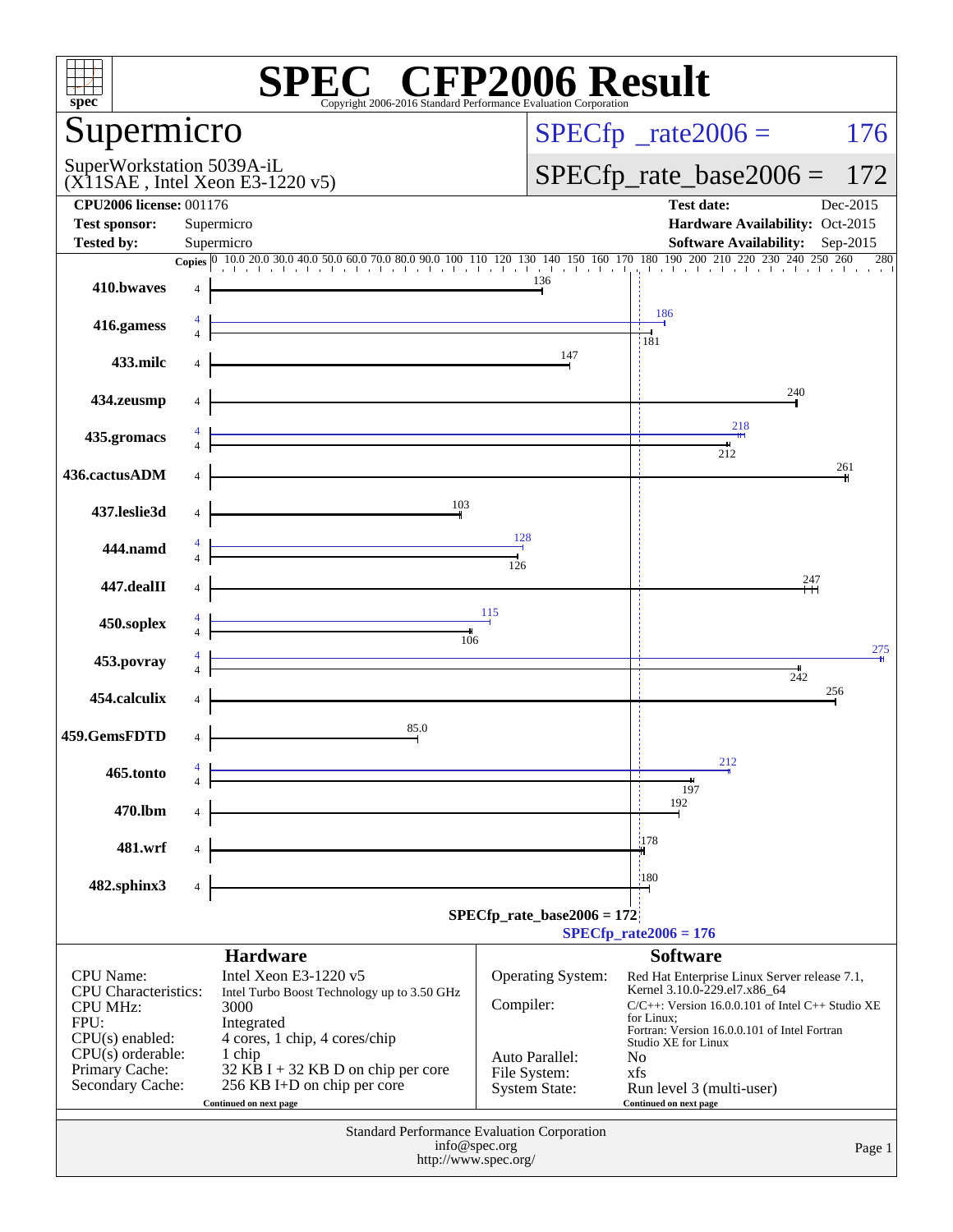# SPEC CFP2006 Result

Copyright 2006-2016 Standard Performance Evaluation Corporation

## Supermicro

SuperWorkstation 5039A-iL
(X11SAE , Intel Xeon E3-1220 v5)

SPECfp_rate2006 = 176

SPECfp_rate_base2006 = 172

| | | | |
|---|---|---|---|
| **CPU2006 license:** 001176 | | **Test date:** | Dec-2015 |
| **Test sponsor:** | Supermicro | **Hardware Availability:** | Oct-2015 |
| **Tested by:** | Supermicro | **Software Availability:** | Sep-2015 |

| Benchmark | Copies | Peak | Base |
|---|---|---|---|
| 410.bwaves | 4 | | 136 |
| 416.gamess | 4 | 186 | 181 |
| 433.milc | 4 | | 147 |
| 434.zeusmp | 4 | | 240 |
| 435.gromacs | 4 | 218 | 212 |
| 436.cactusADM | 4 | | 261 |
| 437.leslie3d | 4 | | 103 |
| 444.namd | 4 | 128 | 126 |
| 447.dealII | 4 | | 247 |
| 450.soplex | 4 | 115 | 106 |
| 453.povray | 4 | 275 | 242 |
| 454.calculix | 4 | | 256 |
| 459.GemsFDTD | 4 | | 85.0 |
| 465.tonto | 4 | 212 | 197 |
| 470.lbm | 4 | | 192 |
| 481.wrf | 4 | | 178 |
| 482.sphinx3 | 4 | | 180 |

SPECfp_rate_base2006 = 172

SPECfp_rate2006 = 176

### Hardware

| | |
|---|---|
| CPU Name: | Intel Xeon E3-1220 v5 |
| CPU Characteristics: | Intel Turbo Boost Technology up to 3.50 GHz |
| CPU MHz: | 3000 |
| FPU: | Integrated |
| CPU(s) enabled: | 4 cores, 1 chip, 4 cores/chip |
| CPU(s) orderable: | 1 chip |
| Primary Cache: | 32 KB I + 32 KB D on chip per core |
| Secondary Cache: | 256 KB I+D on chip per core |

Continued on next page

### Software

| | |
|---|---|
| Operating System: | Red Hat Enterprise Linux Server release 7.1, Kernel 3.10.0-229.el7.x86_64 |
| Compiler: | C/C++: Version 16.0.0.101 of Intel C++ Studio XE for Linux; Fortran: Version 16.0.0.101 of Intel Fortran Studio XE for Linux |
| Auto Parallel: | No |
| File System: | xfs |
| System State: | Run level 3 (multi-user) |

Continued on next page

Standard Performance Evaluation Corporation
info@spec.org
http://www.spec.org/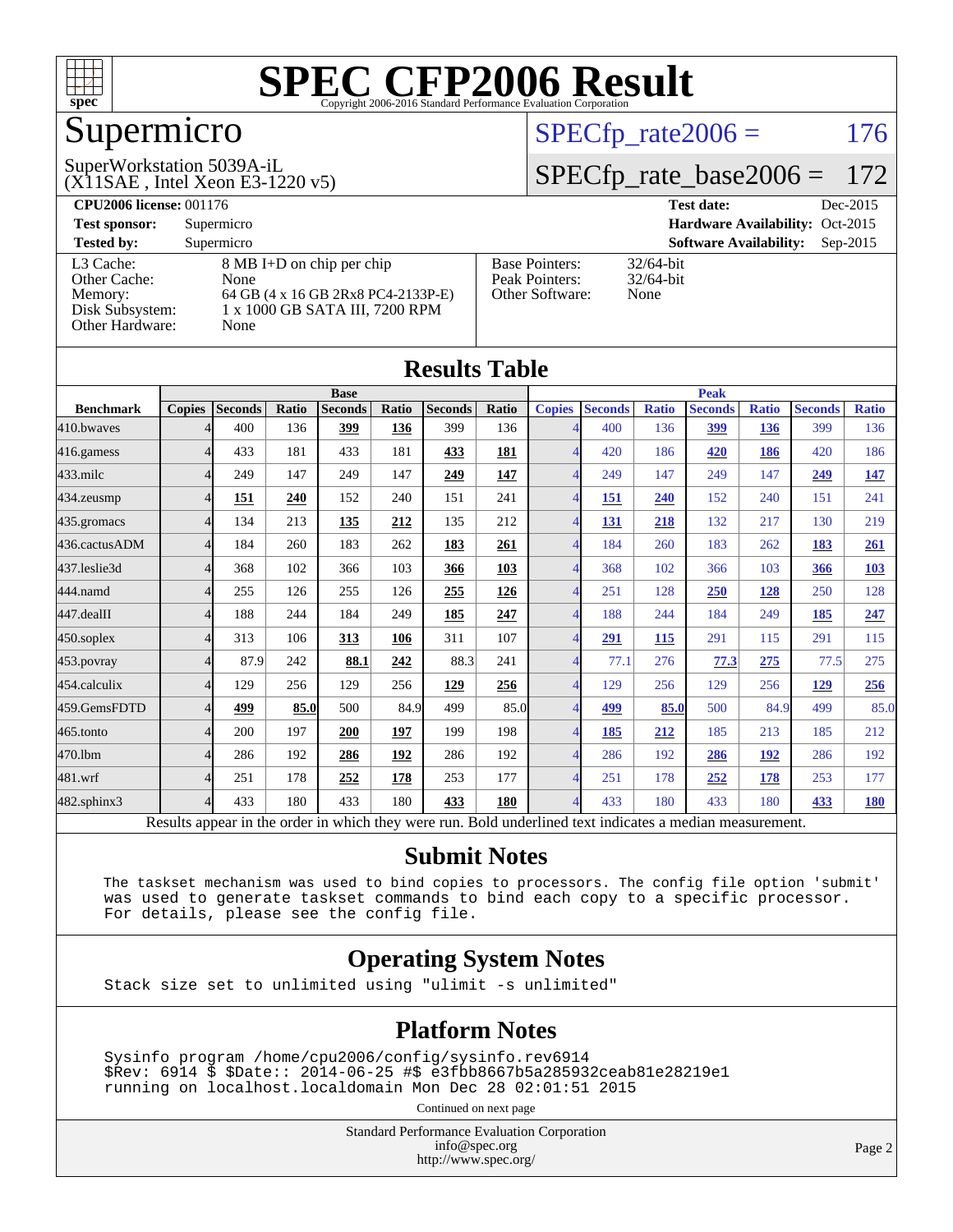# SPEC CFP2006 Result

Copyright 2006-2016 Standard Performance Evaluation Corporation

## Supermicro

SuperWorkstation 5039A-iL
(X11SAE , Intel Xeon E3-1220 v5)

SPECfp_rate2006 = 176

SPECfp_rate_base2006 = 172

**CPU2006 license:** 001176
**Test sponsor:** Supermicro
**Tested by:** Supermicro

**Test date:** Dec-2015
**Hardware Availability:** Oct-2015
**Software Availability:** Sep-2015

| | |
|---|---|
| L3 Cache: | 8 MB I+D on chip per chip |
| Other Cache: | None |
| Memory: | 64 GB (4 x 16 GB 2Rx8 PC4-2133P-E) |
| Disk Subsystem: | 1 x 1000 GB SATA III, 7200 RPM |
| Other Hardware: | None |

| | |
|---|---|
| Base Pointers: | 32/64-bit |
| Peak Pointers: | 32/64-bit |
| Other Software: | None |

## Results Table

| | Base | | | | | | | Peak | | | | | | |
|---|---|---|---|---|---|---|---|---|---|---|---|---|---|---|
| **Benchmark** | **Copies** | **Seconds** | **Ratio** | **Seconds** | **Ratio** | **Seconds** | **Ratio** | **Copies** | **Seconds** | **Ratio** | **Seconds** | **Ratio** | **Seconds** | **Ratio** |
| 410.bwaves | 4 | 400 | 136 | **399** | **136** | 399 | 136 | 4 | 400 | 136 | **399** | **136** | 399 | 136 |
| 416.gamess | 4 | 433 | 181 | 433 | 181 | **433** | **181** | 4 | 420 | 186 | **420** | **186** | 420 | 186 |
| 433.milc | 4 | 249 | 147 | 249 | 147 | **249** | **147** | 4 | 249 | 147 | 249 | 147 | **249** | **147** |
| 434.zeusmp | 4 | **151** | **240** | 152 | 240 | 151 | 241 | 4 | **151** | **240** | 152 | 240 | 151 | 241 |
| 435.gromacs | 4 | 134 | 213 | **135** | **212** | 135 | 212 | 4 | **131** | **218** | 132 | 217 | 130 | 219 |
| 436.cactusADM | 4 | 184 | 260 | 183 | 262 | **183** | **261** | 4 | 184 | 260 | 183 | 262 | **183** | **261** |
| 437.leslie3d | 4 | 368 | 102 | 366 | 103 | **366** | **103** | 4 | 368 | 102 | 366 | 103 | **366** | **103** |
| 444.namd | 4 | 255 | 126 | 255 | 126 | **255** | **126** | 4 | 251 | 128 | **250** | **128** | 250 | 128 |
| 447.dealII | 4 | 188 | 244 | 184 | 249 | **185** | **247** | 4 | 188 | 244 | 184 | 249 | **185** | **247** |
| 450.soplex | 4 | 313 | 106 | **313** | **106** | 311 | 107 | 4 | **291** | **115** | 291 | 115 | 291 | 115 |
| 453.povray | 4 | 87.9 | 242 | **88.1** | **242** | 88.3 | 241 | 4 | 77.1 | 276 | **77.3** | **275** | 77.5 | 275 |
| 454.calculix | 4 | 129 | 256 | 129 | 256 | **129** | **256** | 4 | 129 | 256 | 129 | 256 | **129** | **256** |
| 459.GemsFDTD | 4 | **499** | **85.0** | 500 | 84.9 | 499 | 85.0 | 4 | **499** | **85.0** | 500 | 84.9 | 499 | 85.0 |
| 465.tonto | 4 | 200 | 197 | **200** | **197** | 199 | 198 | 4 | **185** | **212** | 185 | 213 | 185 | 212 |
| 470.lbm | 4 | 286 | 192 | **286** | **192** | 286 | 192 | 4 | 286 | 192 | **286** | **192** | 286 | 192 |
| 481.wrf | 4 | 251 | 178 | **252** | **178** | 253 | 177 | 4 | 251 | 178 | **252** | **178** | 253 | 177 |
| 482.sphinx3 | 4 | 433 | 180 | 433 | 180 | **433** | **180** | 4 | 433 | 180 | 433 | 180 | **433** | **180** |

Results appear in the order in which they were run. Bold underlined text indicates a median measurement.

## Submit Notes

```
The taskset mechanism was used to bind copies to processors. The config file option 'submit'
was used to generate taskset commands to bind each copy to a specific processor.
For details, please see the config file.
```

## Operating System Notes

```
Stack size set to unlimited using "ulimit -s unlimited"
```

## Platform Notes

```
Sysinfo program /home/cpu2006/config/sysinfo.rev6914
$Rev: 6914 $ $Date:: 2014-06-25 #$ e3fbb8667b5a285932ceab81e28219e1
running on localhost.localdomain Mon Dec 28 02:01:51 2015
```

Continued on next page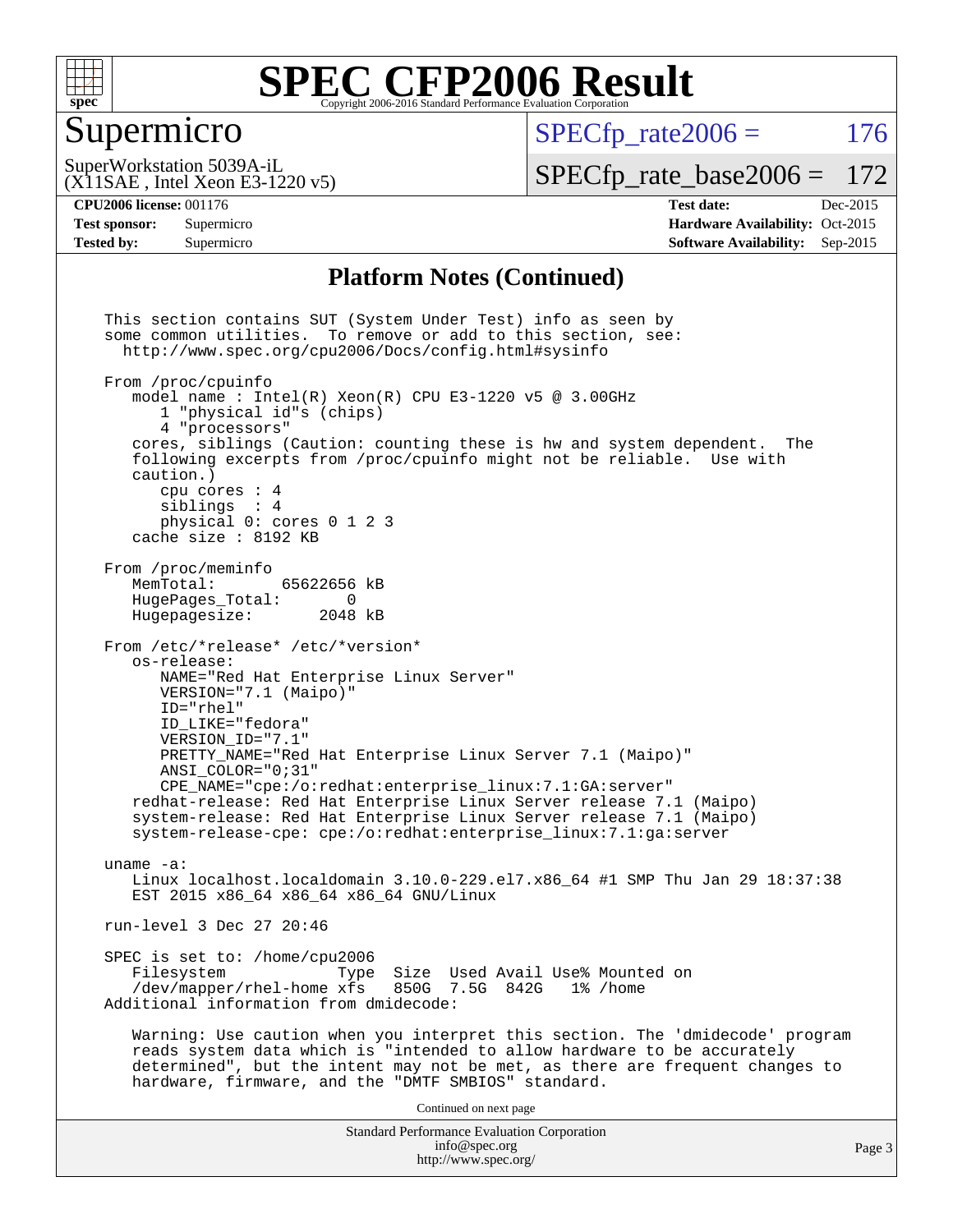# SPEC CFP2006 Result

Copyright 2006-2016 Standard Performance Evaluation Corporation

## Supermicro

SuperWorkstation 5039A-iL
(X11SAE , Intel Xeon E3-1220 v5)

SPECfp_rate2006 = 176

SPECfp_rate_base2006 = 172

| | | | |
|---|---|---|---|
| **CPU2006 license:** 001176 | | **Test date:** | Dec-2015 |
| **Test sponsor:** | Supermicro | **Hardware Availability:** | Oct-2015 |
| **Tested by:** | Supermicro | **Software Availability:** | Sep-2015 |

### Platform Notes (Continued)

```
This section contains SUT (System Under Test) info as seen by
some common utilities.  To remove or add to this section, see:
  http://www.spec.org/cpu2006/Docs/config.html#sysinfo

From /proc/cpuinfo
   model name : Intel(R) Xeon(R) CPU E3-1220 v5 @ 3.00GHz
      1 "physical id"s (chips)
      4 "processors"
   cores, siblings (Caution: counting these is hw and system dependent.  The
   following excerpts from /proc/cpuinfo might not be reliable.  Use with
   caution.)
      cpu cores : 4
      siblings  : 4
      physical 0: cores 0 1 2 3
   cache size : 8192 KB

From /proc/meminfo
   MemTotal:       65622656 kB
   HugePages_Total:       0
   Hugepagesize:       2048 kB

From /etc/*release* /etc/*version*
   os-release:
      NAME="Red Hat Enterprise Linux Server"
      VERSION="7.1 (Maipo)"
      ID="rhel"
      ID_LIKE="fedora"
      VERSION_ID="7.1"
      PRETTY_NAME="Red Hat Enterprise Linux Server 7.1 (Maipo)"
      ANSI_COLOR="0;31"
      CPE_NAME="cpe:/o:redhat:enterprise_linux:7.1:GA:server"
   redhat-release: Red Hat Enterprise Linux Server release 7.1 (Maipo)
   system-release: Red Hat Enterprise Linux Server release 7.1 (Maipo)
   system-release-cpe: cpe:/o:redhat:enterprise_linux:7.1:ga:server

uname -a:
   Linux localhost.localdomain 3.10.0-229.el7.x86_64 #1 SMP Thu Jan 29 18:37:38
   EST 2015 x86_64 x86_64 x86_64 GNU/Linux

run-level 3 Dec 27 20:46

SPEC is set to: /home/cpu2006
   Filesystem            Type  Size  Used Avail Use% Mounted on
   /dev/mapper/rhel-home xfs   850G  7.5G  842G   1% /home
Additional information from dmidecode:

   Warning: Use caution when you interpret this section. The 'dmidecode' program
   reads system data which is "intended to allow hardware to be accurately
   determined", but the intent may not be met, as there are frequent changes to
   hardware, firmware, and the "DMTF SMBIOS" standard.
```

Continued on next page

Standard Performance Evaluation Corporation
info@spec.org
http://www.spec.org/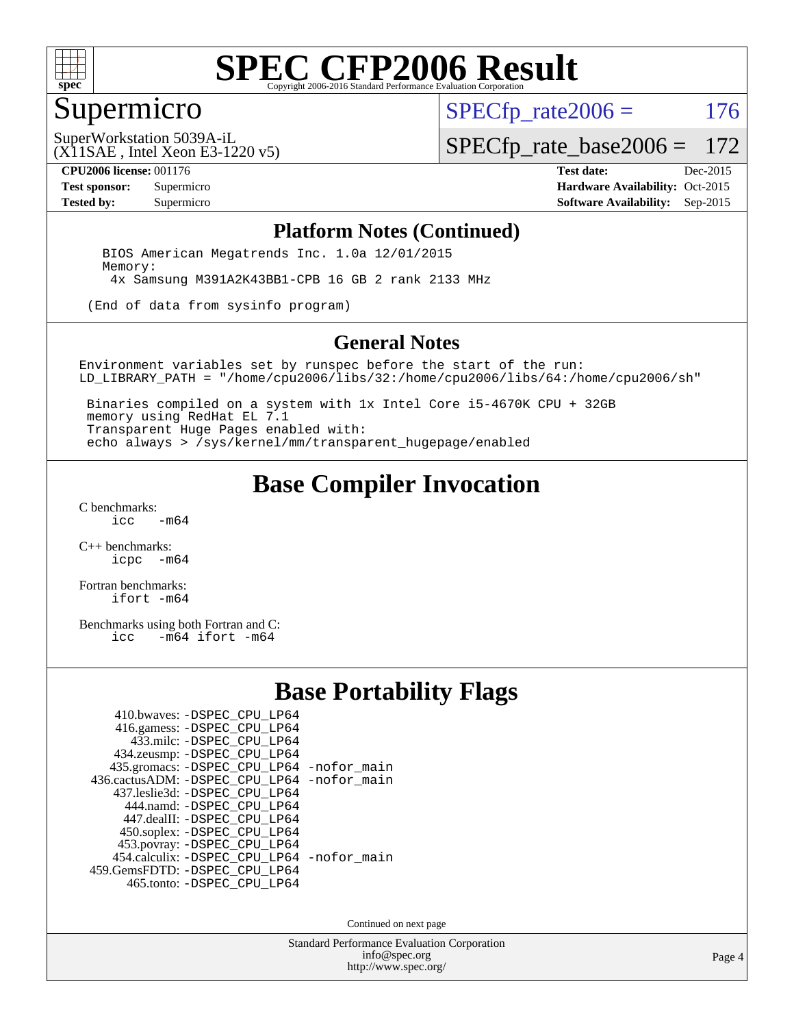# SPEC CFP2006 Result

Copyright 2006-2016 Standard Performance Evaluation Corporation

## Supermicro

SuperWorkstation 5039A-iL
(X11SAE , Intel Xeon E3-1220 v5)

SPECfp_rate2006 = 176

SPECfp_rate_base2006 = 172

| | | | |
|---|---|---|---|
| **CPU2006 license:** | 001176 | **Test date:** | Dec-2015 |
| **Test sponsor:** | Supermicro | **Hardware Availability:** | Oct-2015 |
| **Tested by:** | Supermicro | **Software Availability:** | Sep-2015 |

## Platform Notes (Continued)

```
BIOS American Megatrends Inc. 1.0a 12/01/2015
Memory:
 4x Samsung M391A2K43BB1-CPB 16 GB 2 rank 2133 MHz

(End of data from sysinfo program)
```

## General Notes

```
Environment variables set by runspec before the start of the run:
LD_LIBRARY_PATH = "/home/cpu2006/libs/32:/home/cpu2006/libs/64:/home/cpu2006/sh"

 Binaries compiled on a system with 1x Intel Core i5-4670K CPU + 32GB
 memory using RedHat EL 7.1
 Transparent Huge Pages enabled with:
 echo always > /sys/kernel/mm/transparent_hugepage/enabled
```

## Base Compiler Invocation

C benchmarks:
    icc  -m64

C++ benchmarks:
    icpc  -m64

Fortran benchmarks:
    ifort -m64

Benchmarks using both Fortran and C:
    icc  -m64 ifort -m64

## Base Portability Flags

| | |
|---|---|
| 410.bwaves: | -DSPEC_CPU_LP64 |
| 416.gamess: | -DSPEC_CPU_LP64 |
| 433.milc: | -DSPEC_CPU_LP64 |
| 434.zeusmp: | -DSPEC_CPU_LP64 |
| 435.gromacs: | -DSPEC_CPU_LP64 -nofor_main |
| 436.cactusADM: | -DSPEC_CPU_LP64 -nofor_main |
| 437.leslie3d: | -DSPEC_CPU_LP64 |
| 444.namd: | -DSPEC_CPU_LP64 |
| 447.dealII: | -DSPEC_CPU_LP64 |
| 450.soplex: | -DSPEC_CPU_LP64 |
| 453.povray: | -DSPEC_CPU_LP64 |
| 454.calculix: | -DSPEC_CPU_LP64 -nofor_main |
| 459.GemsFDTD: | -DSPEC_CPU_LP64 |
| 465.tonto: | -DSPEC_CPU_LP64 |

Continued on next page

Standard Performance Evaluation Corporation
info@spec.org
http://www.spec.org/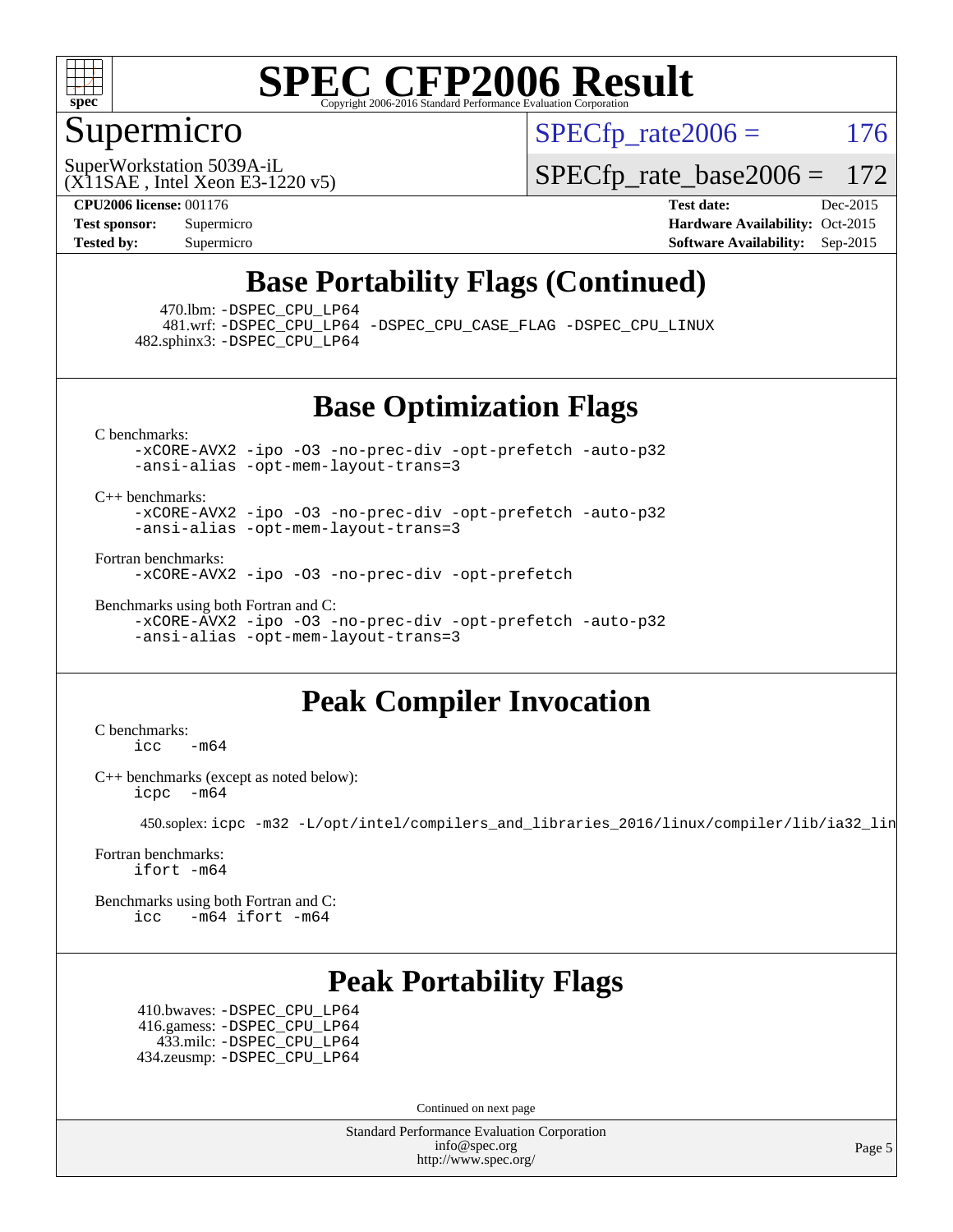# SPEC CFP2006 Result

Copyright 2006-2016 Standard Performance Evaluation Corporation

## Supermicro

SuperWorkstation 5039A-iL
(X11SAE , Intel Xeon E3-1220 v5)

SPECfp_rate2006 = 176

SPECfp_rate_base2006 = 172

**CPU2006 license:** 001176
**Test sponsor:** Supermicro
**Tested by:** Supermicro

**Test date:** Dec-2015
**Hardware Availability:** Oct-2015
**Software Availability:** Sep-2015

## Base Portability Flags (Continued)

470.lbm: -DSPEC_CPU_LP64
481.wrf: -DSPEC_CPU_LP64 -DSPEC_CPU_CASE_FLAG -DSPEC_CPU_LINUX
482.sphinx3: -DSPEC_CPU_LP64

## Base Optimization Flags

C benchmarks:
-xCORE-AVX2 -ipo -O3 -no-prec-div -opt-prefetch -auto-p32
-ansi-alias -opt-mem-layout-trans=3

C++ benchmarks:
-xCORE-AVX2 -ipo -O3 -no-prec-div -opt-prefetch -auto-p32
-ansi-alias -opt-mem-layout-trans=3

Fortran benchmarks:
-xCORE-AVX2 -ipo -O3 -no-prec-div -opt-prefetch

Benchmarks using both Fortran and C:
-xCORE-AVX2 -ipo -O3 -no-prec-div -opt-prefetch -auto-p32
-ansi-alias -opt-mem-layout-trans=3

## Peak Compiler Invocation

C benchmarks:
icc -m64

C++ benchmarks (except as noted below):
icpc -m64

450.soplex: icpc -m32 -L/opt/intel/compilers_and_libraries_2016/linux/compiler/lib/ia32_lin

Fortran benchmarks:
ifort -m64

Benchmarks using both Fortran and C:
icc -m64 ifort -m64

## Peak Portability Flags

410.bwaves: -DSPEC_CPU_LP64
416.gamess: -DSPEC_CPU_LP64
433.milc: -DSPEC_CPU_LP64
434.zeusmp: -DSPEC_CPU_LP64

Continued on next page

Standard Performance Evaluation Corporation
info@spec.org
http://www.spec.org/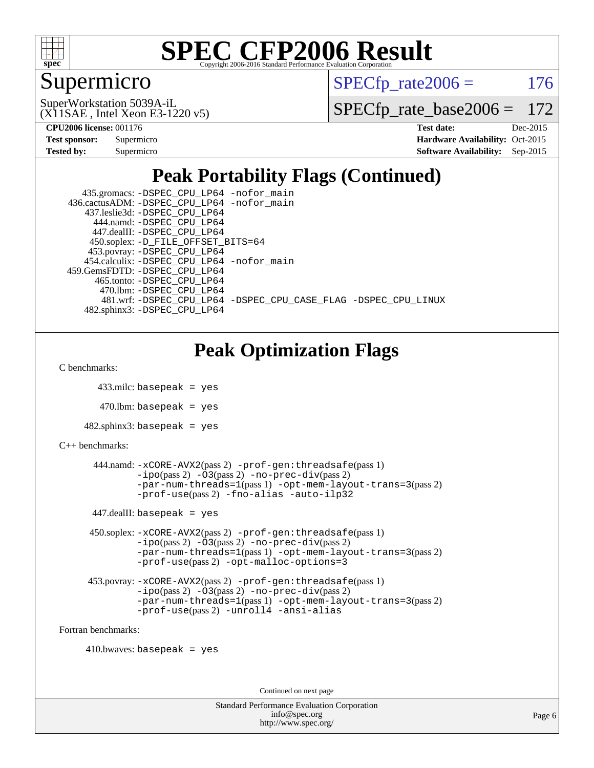# SPEC CFP2006 Result

Copyright 2006-2016 Standard Performance Evaluation Corporation

## Supermicro

SuperWorkstation 5039A-iL
(X11SAE , Intel Xeon E3-1220 v5)

SPECfp_rate2006 = 176

SPECfp_rate_base2006 = 172

**CPU2006 license:** 001176
**Test sponsor:** Supermicro
**Tested by:** Supermicro

**Test date:** Dec-2015
**Hardware Availability:** Oct-2015
**Software Availability:** Sep-2015

## Peak Portability Flags (Continued)

```
    435.gromacs: -DSPEC_CPU_LP64 -nofor_main
 436.cactusADM: -DSPEC_CPU_LP64 -nofor_main
    437.leslie3d: -DSPEC_CPU_LP64
       444.namd: -DSPEC_CPU_LP64
      447.dealII: -DSPEC_CPU_LP64
     450.soplex: -D_FILE_OFFSET_BITS=64
     453.povray: -DSPEC_CPU_LP64
    454.calculix: -DSPEC_CPU_LP64 -nofor_main
 459.GemsFDTD: -DSPEC_CPU_LP64
      465.tonto: -DSPEC_CPU_LP64
        470.lbm: -DSPEC_CPU_LP64
        481.wrf: -DSPEC_CPU_LP64 -DSPEC_CPU_CASE_FLAG -DSPEC_CPU_LINUX
    482.sphinx3: -DSPEC_CPU_LP64
```

## Peak Optimization Flags

C benchmarks:

```
433.milc: basepeak = yes

470.lbm: basepeak = yes

482.sphinx3: basepeak = yes
```

C++ benchmarks:

```
444.namd: -xCORE-AVX2(pass 2) -prof-gen:threadsafe(pass 1)
          -ipo(pass 2) -O3(pass 2) -no-prec-div(pass 2)
          -par-num-threads=1(pass 1) -opt-mem-layout-trans=3(pass 2)
          -prof-use(pass 2) -fno-alias -auto-ilp32

447.dealII: basepeak = yes

450.soplex: -xCORE-AVX2(pass 2) -prof-gen:threadsafe(pass 1)
            -ipo(pass 2) -O3(pass 2) -no-prec-div(pass 2)
            -par-num-threads=1(pass 1) -opt-mem-layout-trans=3(pass 2)
            -prof-use(pass 2) -opt-malloc-options=3

453.povray: -xCORE-AVX2(pass 2) -prof-gen:threadsafe(pass 1)
            -ipo(pass 2) -O3(pass 2) -no-prec-div(pass 2)
            -par-num-threads=1(pass 1) -opt-mem-layout-trans=3(pass 2)
            -prof-use(pass 2) -unroll4 -ansi-alias
```

Fortran benchmarks:

```
410.bwaves: basepeak = yes
```

Continued on next page

Standard Performance Evaluation Corporation
info@spec.org
http://www.spec.org/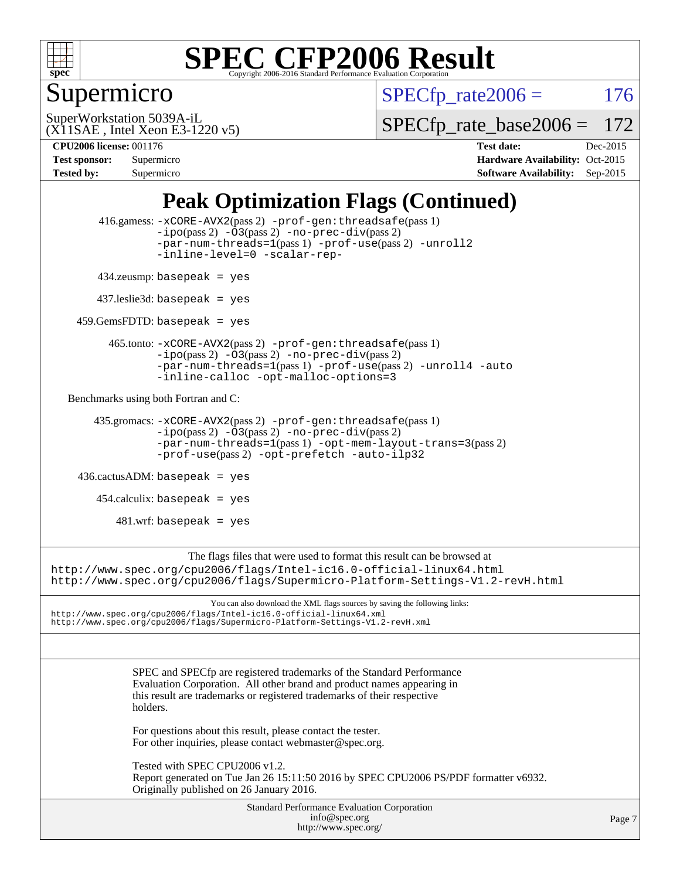# SPEC CFP2006 Result

Copyright 2006-2016 Standard Performance Evaluation Corporation

## Supermicro

SuperWorkstation 5039A-iL
(X11SAE , Intel Xeon E3-1220 v5)

SPECfp_rate2006 = 176

SPECfp_rate_base2006 = 172

| | | | |
|---|---|---|---|
| **CPU2006 license:** 001176 | | **Test date:** | Dec-2015 |
| **Test sponsor:** | Supermicro | **Hardware Availability:** | Oct-2015 |
| **Tested by:** | Supermicro | **Software Availability:** | Sep-2015 |

## Peak Optimization Flags (Continued)

416.gamess: -xCORE-AVX2(pass 2) -prof-gen:threadsafe(pass 1) -ipo(pass 2) -O3(pass 2) -no-prec-div(pass 2) -par-num-threads=1(pass 1) -prof-use(pass 2) -unroll2 -inline-level=0 -scalar-rep-

434.zeusmp: basepeak = yes

437.leslie3d: basepeak = yes

459.GemsFDTD: basepeak = yes

465.tonto: -xCORE-AVX2(pass 2) -prof-gen:threadsafe(pass 1) -ipo(pass 2) -O3(pass 2) -no-prec-div(pass 2) -par-num-threads=1(pass 1) -prof-use(pass 2) -unroll4 -auto -inline-calloc -opt-malloc-options=3

Benchmarks using both Fortran and C:

435.gromacs: -xCORE-AVX2(pass 2) -prof-gen:threadsafe(pass 1) -ipo(pass 2) -O3(pass 2) -no-prec-div(pass 2) -par-num-threads=1(pass 1) -opt-mem-layout-trans=3(pass 2) -prof-use(pass 2) -opt-prefetch -auto-ilp32

436.cactusADM: basepeak = yes

454.calculix: basepeak = yes

481.wrf: basepeak = yes

The flags files that were used to format this result can be browsed at
http://www.spec.org/cpu2006/flags/Intel-ic16.0-official-linux64.html
http://www.spec.org/cpu2006/flags/Supermicro-Platform-Settings-V1.2-revH.html

You can also download the XML flags sources by saving the following links:
http://www.spec.org/cpu2006/flags/Intel-ic16.0-official-linux64.xml
http://www.spec.org/cpu2006/flags/Supermicro-Platform-Settings-V1.2-revH.xml

SPEC and SPECfp are registered trademarks of the Standard Performance Evaluation Corporation. All other brand and product names appearing in this result are trademarks or registered trademarks of their respective holders.

For questions about this result, please contact the tester.
For other inquiries, please contact webmaster@spec.org.

Tested with SPEC CPU2006 v1.2.
Report generated on Tue Jan 26 15:11:50 2016 by SPEC CPU2006 PS/PDF formatter v6932.
Originally published on 26 January 2016.

Standard Performance Evaluation Corporation
info@spec.org
http://www.spec.org/